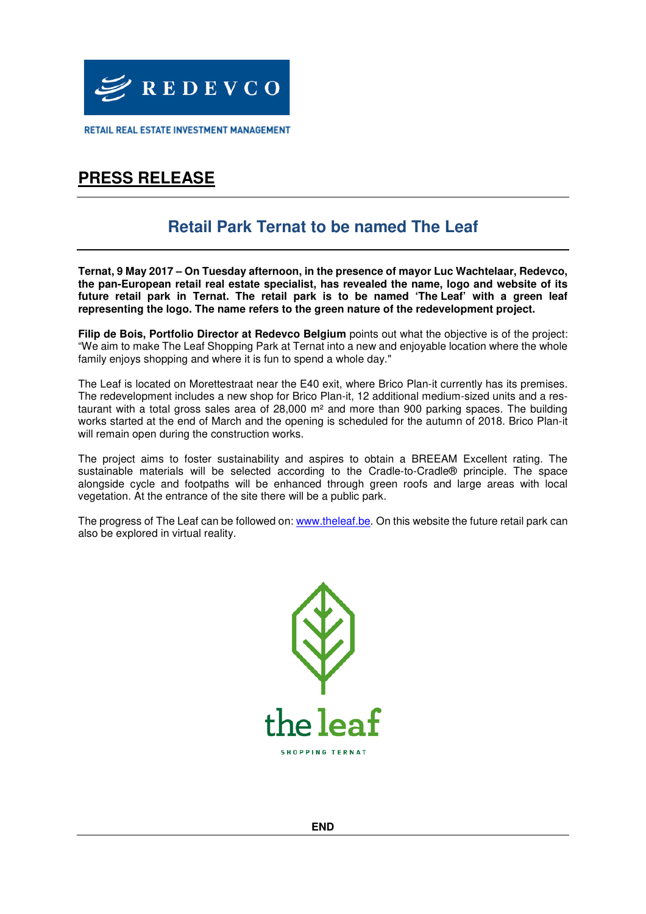REDEVCO

RETAIL REAL ESTATE INVESTMENT MANAGEMENT

# PRESS RELEASE

## Retail Park Ternat to be named The Leaf

**Ternat, 9 May 2017 – On Tuesday afternoon, in the presence of mayor Luc Wachtelaar, Redevco, the pan-European retail real estate specialist, has revealed the name, logo and website of its future retail park in Ternat. The retail park is to be named 'The Leaf' with a green leaf representing the logo. The name refers to the green nature of the redevelopment project.**

**Filip de Bois, Portfolio Director at Redevco Belgium** points out what the objective is of the project: "We aim to make The Leaf Shopping Park at Ternat into a new and enjoyable location where the whole family enjoys shopping and where it is fun to spend a whole day."

The Leaf is located on Morettestraat near the E40 exit, where Brico Plan-it currently has its premises. The redevelopment includes a new shop for Brico Plan-it, 12 additional medium-sized units and a restaurant with a total gross sales area of 28,000 m² and more than 900 parking spaces. The building works started at the end of March and the opening is scheduled for the autumn of 2018. Brico Plan-it will remain open during the construction works.

The project aims to foster sustainability and aspires to obtain a BREEAM Excellent rating. The sustainable materials will be selected according to the Cradle-to-Cradle® principle. The space alongside cycle and footpaths will be enhanced through green roofs and large areas with local vegetation. At the entrance of the site there will be a public park.

The progress of The Leaf can be followed on: [www.theleaf.be](http://www.theleaf.be). On this website the future retail park can also be explored in virtual reality.

the leaf

SHOPPING TERNAT

**END**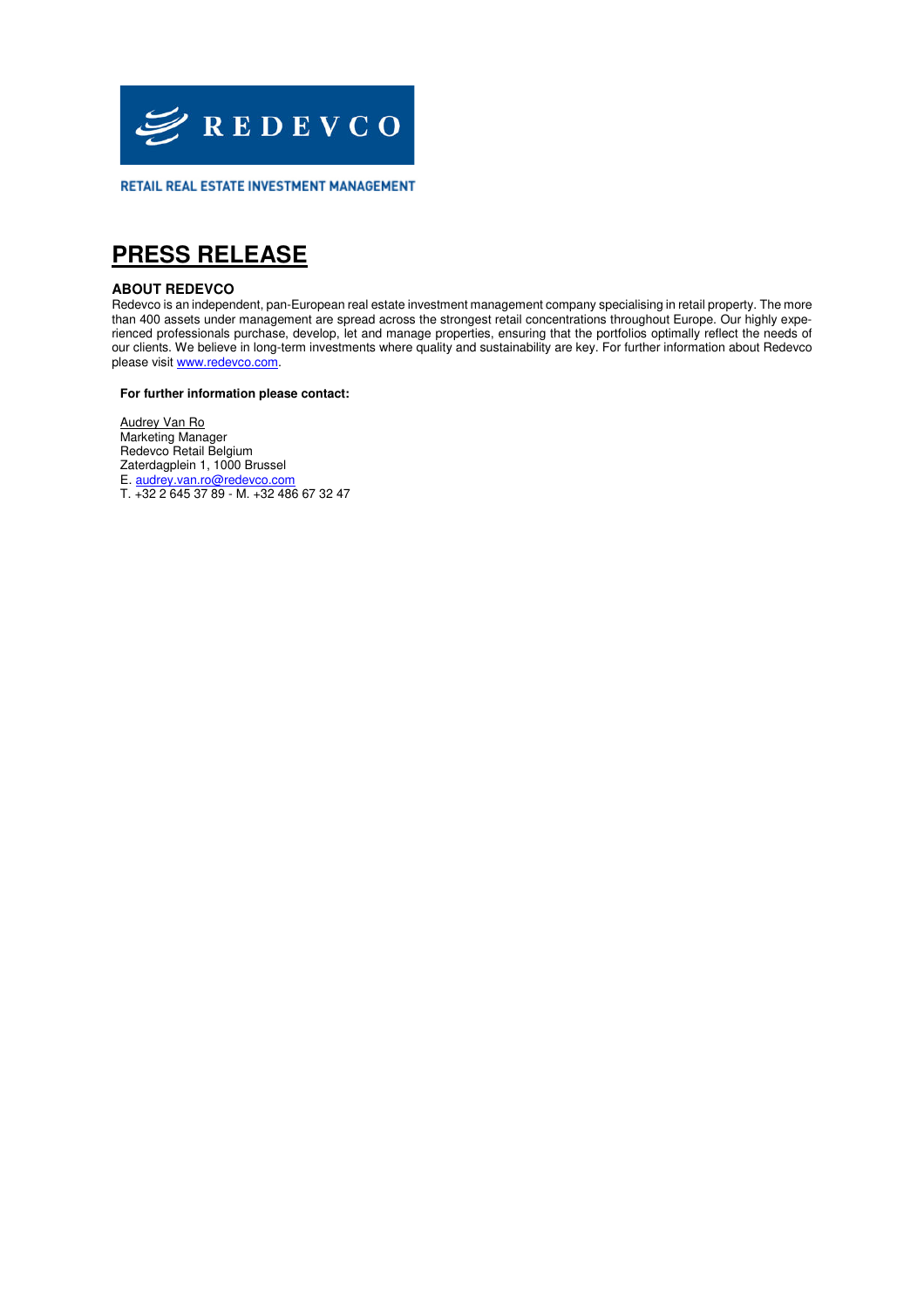REDEVCO

RETAIL REAL ESTATE INVESTMENT MANAGEMENT

# PRESS RELEASE

**ABOUT REDEVCO**

Redevco is an independent, pan-European real estate investment management company specialising in retail property. The more than 400 assets under management are spread across the strongest retail concentrations throughout Europe. Our highly experienced professionals purchase, develop, let and manage properties, ensuring that the portfolios optimally reflect the needs of our clients. We believe in long-term investments where quality and sustainability are key. For further information about Redevco please visit www.redevco.com.

**For further information please contact:**

Audrey Van Ro
Marketing Manager
Redevco Retail Belgium
Zaterdagplein 1, 1000 Brussel
E. audrey.van.ro@redevco.com
T. +32 2 645 37 89 - M. +32 486 67 32 47